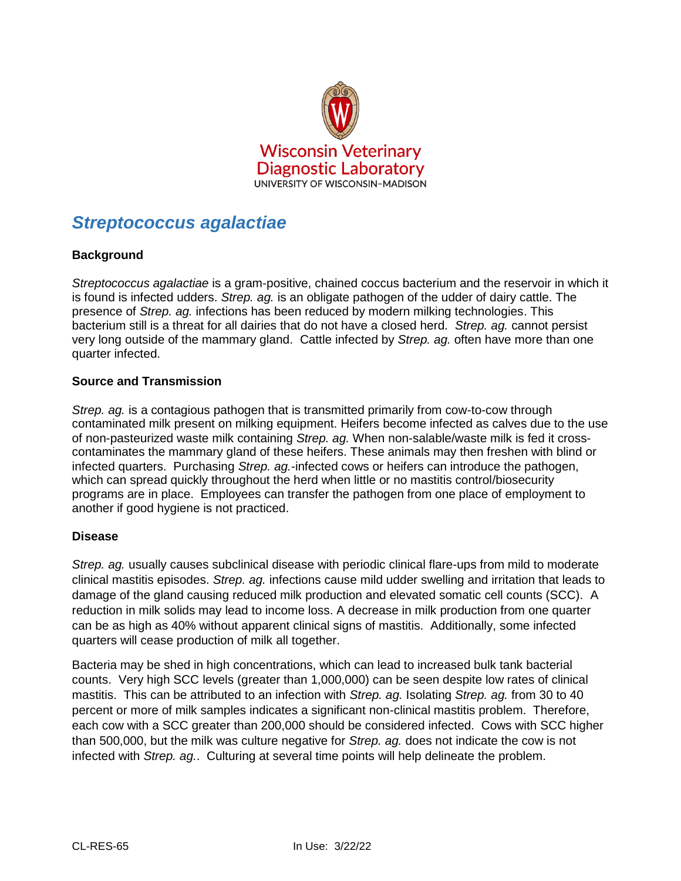Wisconsin Veterinary Diagnostic Laboratory
UNIVERSITY OF WISCONSIN–MADISON

# *Streptococcus agalactiae*

## Background

*Streptococcus agalactiae* is a gram-positive, chained coccus bacterium and the reservoir in which it is found is infected udders. *Strep. ag.* is an obligate pathogen of the udder of dairy cattle. The presence of *Strep. ag.* infections has been reduced by modern milking technologies. This bacterium still is a threat for all dairies that do not have a closed herd. *Strep. ag.* cannot persist very long outside of the mammary gland. Cattle infected by *Strep. ag.* often have more than one quarter infected.

## Source and Transmission

*Strep. ag.* is a contagious pathogen that is transmitted primarily from cow-to-cow through contaminated milk present on milking equipment. Heifers become infected as calves due to the use of non-pasteurized waste milk containing *Strep. ag.* When non-salable/waste milk is fed it cross-contaminates the mammary gland of these heifers. These animals may then freshen with blind or infected quarters. Purchasing *Strep. ag.*-infected cows or heifers can introduce the pathogen, which can spread quickly throughout the herd when little or no mastitis control/biosecurity programs are in place. Employees can transfer the pathogen from one place of employment to another if good hygiene is not practiced.

## Disease

*Strep. ag.* usually causes subclinical disease with periodic clinical flare-ups from mild to moderate clinical mastitis episodes. *Strep. ag.* infections cause mild udder swelling and irritation that leads to damage of the gland causing reduced milk production and elevated somatic cell counts (SCC). A reduction in milk solids may lead to income loss. A decrease in milk production from one quarter can be as high as 40% without apparent clinical signs of mastitis. Additionally, some infected quarters will cease production of milk all together.

Bacteria may be shed in high concentrations, which can lead to increased bulk tank bacterial counts. Very high SCC levels (greater than 1,000,000) can be seen despite low rates of clinical mastitis. This can be attributed to an infection with *Strep. ag.* Isolating *Strep. ag.* from 30 to 40 percent or more of milk samples indicates a significant non-clinical mastitis problem. Therefore, each cow with a SCC greater than 200,000 should be considered infected. Cows with SCC higher than 500,000, but the milk was culture negative for *Strep. ag.* does not indicate the cow is not infected with *Strep. ag.*. Culturing at several time points will help delineate the problem.

CL-RES-65 In Use: 3/22/22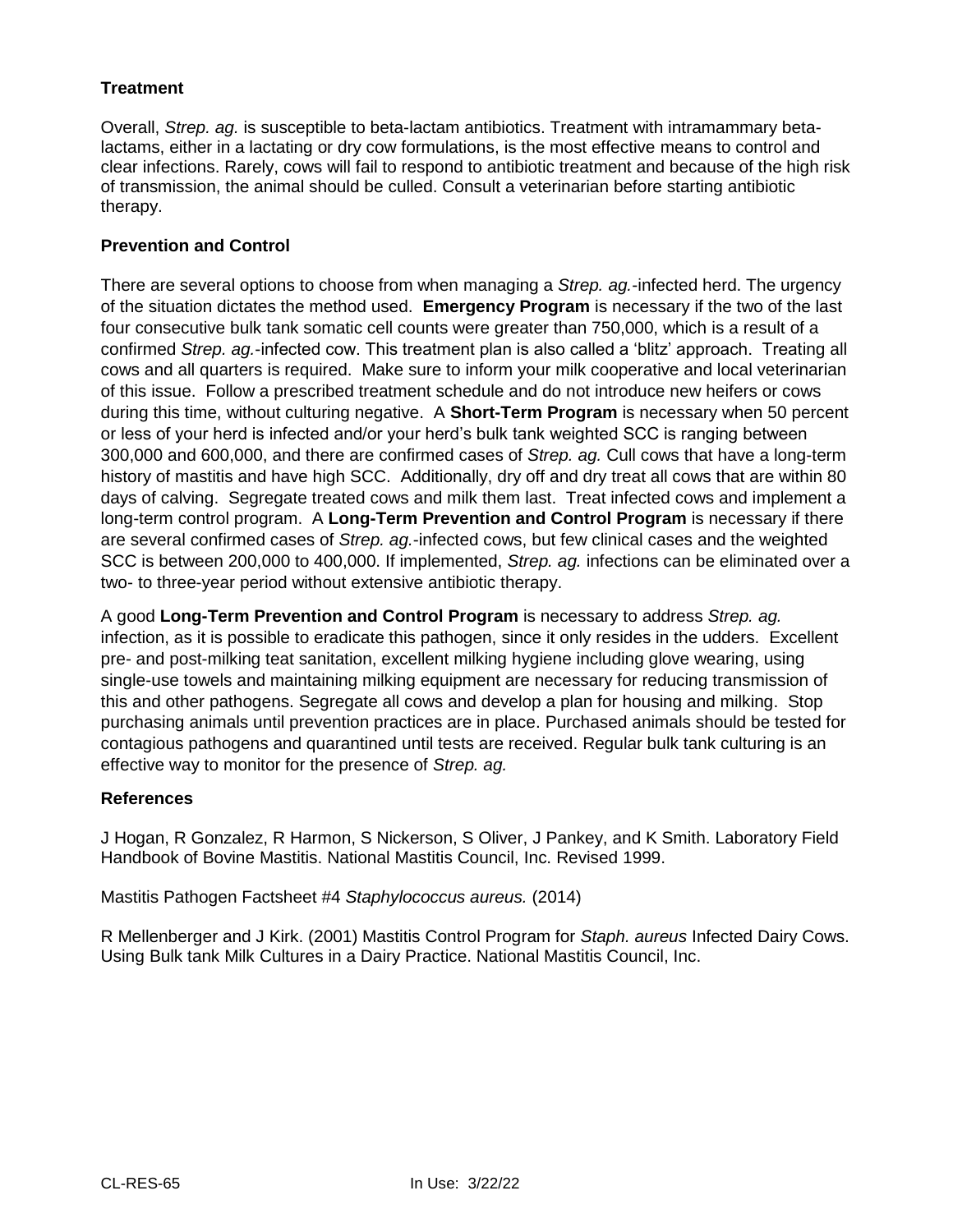## Treatment

Overall, *Strep. ag.* is susceptible to beta-lactam antibiotics. Treatment with intramammary beta-lactams, either in a lactating or dry cow formulations, is the most effective means to control and clear infections. Rarely, cows will fail to respond to antibiotic treatment and because of the high risk of transmission, the animal should be culled. Consult a veterinarian before starting antibiotic therapy.

## Prevention and Control

There are several options to choose from when managing a *Strep. ag.*-infected herd. The urgency of the situation dictates the method used. **Emergency Program** is necessary if the two of the last four consecutive bulk tank somatic cell counts were greater than 750,000, which is a result of a confirmed *Strep. ag.*-infected cow. This treatment plan is also called a 'blitz' approach. Treating all cows and all quarters is required. Make sure to inform your milk cooperative and local veterinarian of this issue. Follow a prescribed treatment schedule and do not introduce new heifers or cows during this time, without culturing negative. A **Short-Term Program** is necessary when 50 percent or less of your herd is infected and/or your herd's bulk tank weighted SCC is ranging between 300,000 and 600,000, and there are confirmed cases of *Strep. ag.* Cull cows that have a long-term history of mastitis and have high SCC. Additionally, dry off and dry treat all cows that are within 80 days of calving. Segregate treated cows and milk them last. Treat infected cows and implement a long-term control program. A **Long-Term Prevention and Control Program** is necessary if there are several confirmed cases of *Strep. ag.*-infected cows, but few clinical cases and the weighted SCC is between 200,000 to 400,000. If implemented, *Strep. ag.* infections can be eliminated over a two- to three-year period without extensive antibiotic therapy.

A good **Long-Term Prevention and Control Program** is necessary to address *Strep. ag.* infection, as it is possible to eradicate this pathogen, since it only resides in the udders. Excellent pre- and post-milking teat sanitation, excellent milking hygiene including glove wearing, using single-use towels and maintaining milking equipment are necessary for reducing transmission of this and other pathogens. Segregate all cows and develop a plan for housing and milking. Stop purchasing animals until prevention practices are in place. Purchased animals should be tested for contagious pathogens and quarantined until tests are received. Regular bulk tank culturing is an effective way to monitor for the presence of *Strep. ag.*

## References

J Hogan, R Gonzalez, R Harmon, S Nickerson, S Oliver, J Pankey, and K Smith. Laboratory Field Handbook of Bovine Mastitis. National Mastitis Council, Inc. Revised 1999.

Mastitis Pathogen Factsheet #4 *Staphylococcus aureus.* (2014)

R Mellenberger and J Kirk. (2001) Mastitis Control Program for *Staph. aureus* Infected Dairy Cows. Using Bulk tank Milk Cultures in a Dairy Practice. National Mastitis Council, Inc.

CL-RES-65 In Use: 3/22/22